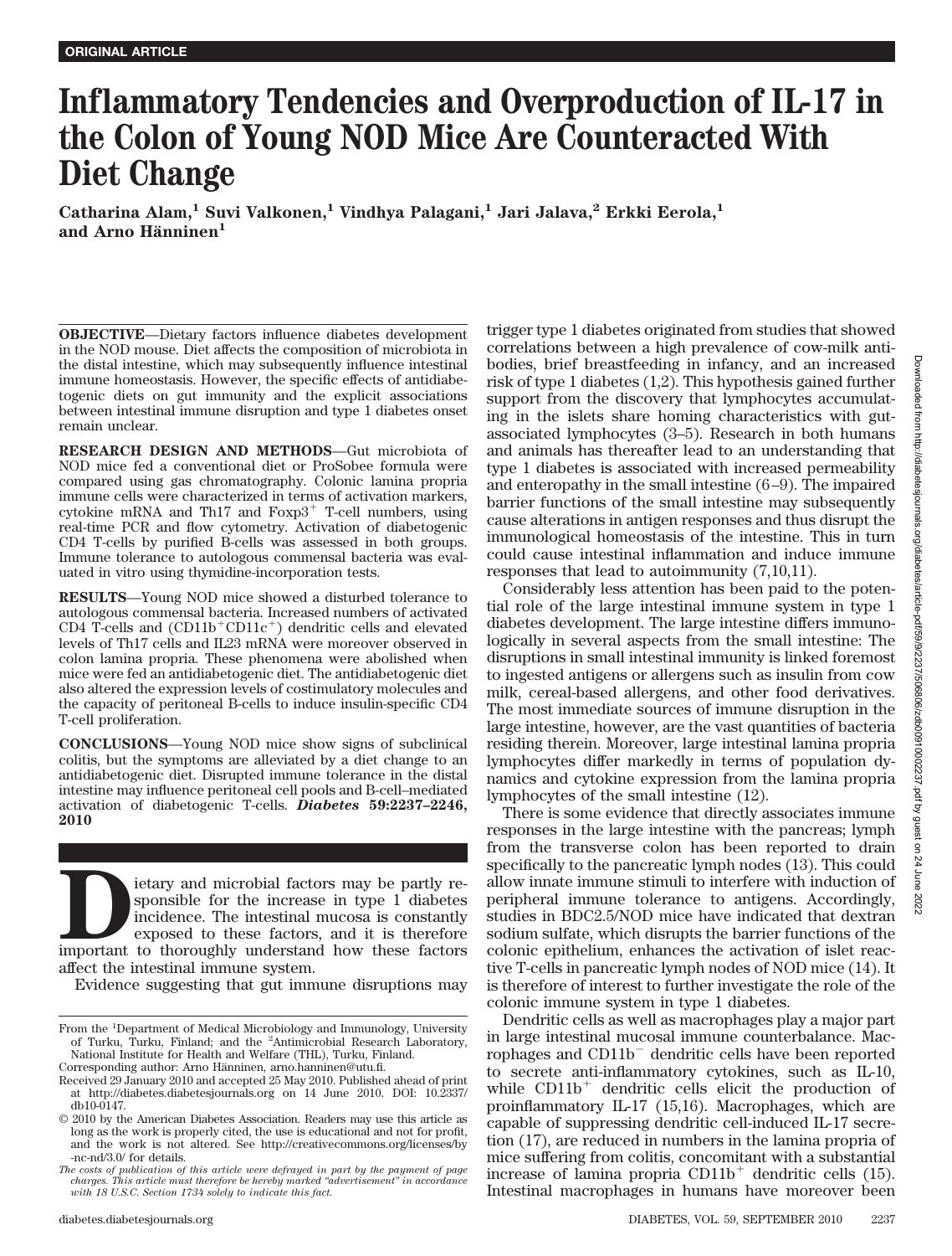ORIGINAL ARTICLE

# Inflammatory Tendencies and Overproduction of IL-17 in the Colon of Young NOD Mice Are Counteracted With Diet Change

**Catharina Alam,[1] Suvi Valkonen,[1] Vindhya Palagani,[1] Jari Jalava,[2] Erkki Eerola,[1] and Arno Hänninen[1]**

**OBJECTIVE**—Dietary factors influence diabetes development in the NOD mouse. Diet affects the composition of microbiota in the distal intestine, which may subsequently influence intestinal immune homeostasis. However, the specific effects of antidiabetogenic diets on gut immunity and the explicit associations between intestinal immune disruption and type 1 diabetes onset remain unclear.

**RESEARCH DESIGN AND METHODS**—Gut microbiota of NOD mice fed a conventional diet or ProSobee formula were compared using gas chromatography. Colonic lamina propria immune cells were characterized in terms of activation markers, cytokine mRNA and Th17 and $Foxp3^+$ T-cell numbers, using real-time PCR and flow cytometry. Activation of diabetogenic CD4 T-cells by purified B-cells was assessed in both groups. Immune tolerance to autologous commensal bacteria was evaluated in vitro using thymidine-incorporation tests.

**RESULTS**—Young NOD mice showed a disturbed tolerance to autologous commensal bacteria. Increased numbers of activated CD4 T-cells and ($CD11b^+CD11c^+$) dendritic cells and elevated levels of Th17 cells and IL23 mRNA were moreover observed in colon lamina propria. These phenomena were abolished when mice were fed an antidiabetogenic diet. The antidiabetogenic diet also altered the expression levels of costimulatory molecules and the capacity of peritoneal B-cells to induce insulin-specific CD4 T-cell proliferation.

**CONCLUSIONS**—Young NOD mice show signs of subclinical colitis, but the symptoms are alleviated by a diet change to an antidiabetogenic diet. Disrupted immune tolerance in the distal intestine may influence peritoneal cell pools and B-cell–mediated activation of diabetogenic T-cells. ***Diabetes* 59:2237–2246, 2010**

Dietary and microbial factors may be partly responsible for the increase in type 1 diabetes incidence. The intestinal mucosa is constantly exposed to these factors, and it is therefore important to thoroughly understand how these factors affect the intestinal immune system.

Evidence suggesting that gut immune disruptions may trigger type 1 diabetes originated from studies that showed correlations between a high prevalence of cow-milk antibodies, brief breastfeeding in infancy, and an increased risk of type 1 diabetes (1,2). This hypothesis gained further support from the discovery that lymphocytes accumulating in the islets share homing characteristics with gut-associated lymphocytes (3–5). Research in both humans and animals has thereafter lead to an understanding that type 1 diabetes is associated with increased permeability and enteropathy in the small intestine (6–9). The impaired barrier functions of the small intestine may subsequently cause alterations in antigen responses and thus disrupt the immunological homeostasis of the intestine. This in turn could cause intestinal inflammation and induce immune responses that lead to autoimmunity (7,10,11).

Considerably less attention has been paid to the potential role of the large intestinal immune system in type 1 diabetes development. The large intestine differs immunologically in several aspects from the small intestine: The disruptions in small intestinal immunity is linked foremost to ingested antigens or allergens such as insulin from cow milk, cereal-based allergens, and other food derivatives. The most immediate sources of immune disruption in the large intestine, however, are the vast quantities of bacteria residing therein. Moreover, large intestinal lamina propria lymphocytes differ markedly in terms of population dynamics and cytokine expression from the lamina propria lymphocytes of the small intestine (12).

There is some evidence that directly associates immune responses in the large intestine with the pancreas; lymph from the transverse colon has been reported to drain specifically to the pancreatic lymph nodes (13). This could allow innate immune stimuli to interfere with induction of peripheral immune tolerance to antigens. Accordingly, studies in BDC2.5/NOD mice have indicated that dextran sodium sulfate, which disrupts the barrier functions of the colonic epithelium, enhances the activation of islet reactive T-cells in pancreatic lymph nodes of NOD mice (14). It is therefore of interest to further investigate the role of the colonic immune system in type 1 diabetes.

Dendritic cells as well as macrophages play a major part in large intestinal mucosal immune counterbalance. Macrophages and $CD11b^-$ dendritic cells have been reported to secrete anti-inflammatory cytokines, such as IL-10, while $CD11b^+$ dendritic cells elicit the production of proinflammatory IL-17 (15,16). Macrophages, which are capable of suppressing dendritic cell-induced IL-17 secretion (17), are reduced in numbers in the lamina propria of mice suffering from colitis, concomitant with a substantial increase of lamina propria $CD11b^+$ dendritic cells (15). Intestinal macrophages in humans have moreover been

From the [1]Department of Medical Microbiology and Immunology, University of Turku, Turku, Finland; and the [2]Antimicrobial Research Laboratory, National Institute for Health and Welfare (THL), Turku, Finland.

Corresponding author: Arno Hänninen, arno.hanninen@utu.fi.

Received 29 January 2010 and accepted 25 May 2010. Published ahead of print at http://diabetes.diabetesjournals.org on 14 June 2010. DOI: 10.2337/db10-0147.

© 2010 by the American Diabetes Association. Readers may use this article as long as the work is properly cited, the use is educational and not for profit, and the work is not altered. See http://creativecommons.org/licenses/by-nc-nd/3.0/ for details.

*The costs of publication of this article were defrayed in part by the payment of page charges. This article must therefore be hereby marked "advertisement" in accordance with 18 U.S.C. Section 1734 solely to indicate this fact.*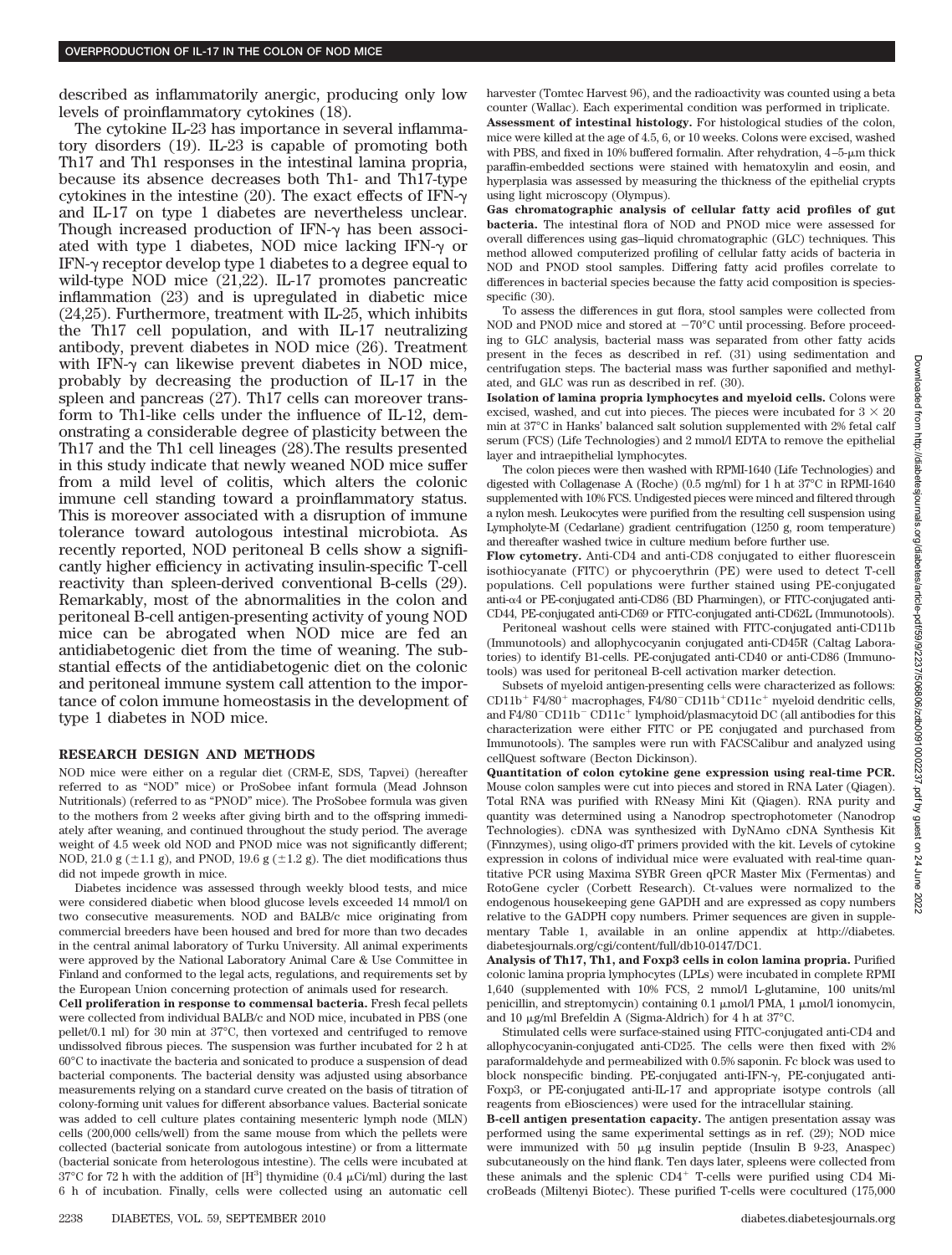described as inflammatorily anergic, producing only low levels of proinflammatory cytokines (18).

The cytokine IL-23 has importance in several inflammatory disorders (19). IL-23 is capable of promoting both Th17 and Th1 responses in the intestinal lamina propria, because its absence decreases both Th1- and Th17-type cytokines in the intestine (20). The exact effects of IFN-γ and IL-17 on type 1 diabetes are nevertheless unclear. Though increased production of IFN-γ has been associated with type 1 diabetes, NOD mice lacking IFN-γ or IFN-γ receptor develop type 1 diabetes to a degree equal to wild-type NOD mice (21,22). IL-17 promotes pancreatic inflammation (23) and is upregulated in diabetic mice (24,25). Furthermore, treatment with IL-25, which inhibits the Th17 cell population, and with IL-17 neutralizing antibody, prevent diabetes in NOD mice (26). Treatment with IFN-γ can likewise prevent diabetes in NOD mice, probably by decreasing the production of IL-17 in the spleen and pancreas (27). Th17 cells can moreover transform to Th1-like cells under the influence of IL-12, demonstrating a considerable degree of plasticity between the Th17 and the Th1 cell lineages (28).The results presented in this study indicate that newly weaned NOD mice suffer from a mild level of colitis, which alters the colonic immune cell standing toward a proinflammatory status. This is moreover associated with a disruption of immune tolerance toward autologous intestinal microbiota. As recently reported, NOD peritoneal B cells show a significantly higher efficiency in activating insulin-specific T-cell reactivity than spleen-derived conventional B-cells (29). Remarkably, most of the abnormalities in the colon and peritoneal B-cell antigen-presenting activity of young NOD mice can be abrogated when NOD mice are fed an antidiabetogenic diet from the time of weaning. The substantial effects of the antidiabetogenic diet on the colonic and peritoneal immune system call attention to the importance of colon immune homeostasis in the development of type 1 diabetes in NOD mice.

## RESEARCH DESIGN AND METHODS

NOD mice were either on a regular diet (CRM-E, SDS, Tapvei) (hereafter referred to as "NOD" mice) or ProSobee infant formula (Mead Johnson Nutritionals) (referred to as "PNOD" mice). The ProSobee formula was given to the mothers from 2 weeks after giving birth and to the offspring immediately after weaning, and continued throughout the study period. The average weight of 4.5 week old NOD and PNOD mice was not significantly different; NOD, 21.0 g (±1.1 g), and PNOD, 19.6 g (±1.2 g). The diet modifications thus did not impede growth in mice.

Diabetes incidence was assessed through weekly blood tests, and mice were considered diabetic when blood glucose levels exceeded 14 mmol/l on two consecutive measurements. NOD and BALB/c mice originating from commercial breeders have been housed and bred for more than two decades in the central animal laboratory of Turku University. All animal experiments were approved by the National Laboratory Animal Care & Use Committee in Finland and conformed to the legal acts, regulations, and requirements set by the European Union concerning protection of animals used for research.

**Cell proliferation in response to commensal bacteria.** Fresh fecal pellets were collected from individual BALB/c and NOD mice, incubated in PBS (one pellet/0.1 ml) for 30 min at 37°C, then vortexed and centrifuged to remove undissolved fibrous pieces. The suspension was further incubated for 2 h at 60°C to inactivate the bacteria and sonicated to produce a suspension of dead bacterial components. The bacterial density was adjusted using absorbance measurements relying on a standard curve created on the basis of titration of colony-forming unit values for different absorbance values. Bacterial sonicate was added to cell culture plates containing mesenteric lymph node (MLN) cells (200,000 cells/well) from the same mouse from which the pellets were collected (bacterial sonicate from autologous intestine) or from a littermate (bacterial sonicate from heterologous intestine). The cells were incubated at 37°C for 72 h with the addition of [$H^3$] thymidine (0.4 μCi/ml) during the last 6 h of incubation. Finally, cells were collected using an automatic cell harvester (Tomtec Harvest 96), and the radioactivity was counted using a beta counter (Wallac). Each experimental condition was performed in triplicate.

**Assessment of intestinal histology.** For histological studies of the colon, mice were killed at the age of 4.5, 6, or 10 weeks. Colons were excised, washed with PBS, and fixed in 10% buffered formalin. After rehydration, 4–5-μm thick paraffin-embedded sections were stained with hematoxylin and eosin, and hyperplasia was assessed by measuring the thickness of the epithelial crypts using light microscopy (Olympus).

**Gas chromatographic analysis of cellular fatty acid profiles of gut bacteria.** The intestinal flora of NOD and PNOD mice were assessed for overall differences using gas–liquid chromatographic (GLC) techniques. This method allowed computerized profiling of cellular fatty acids of bacteria in NOD and PNOD stool samples. Differing fatty acid profiles correlate to differences in bacterial species because the fatty acid composition is species-specific (30).

To assess the differences in gut flora, stool samples were collected from NOD and PNOD mice and stored at −70°C until processing. Before proceeding to GLC analysis, bacterial mass was separated from other fatty acids present in the feces as described in ref. (31) using sedimentation and centrifugation steps. The bacterial mass was further saponified and methylated, and GLC was run as described in ref. (30).

**Isolation of lamina propria lymphocytes and myeloid cells.** Colons were excised, washed, and cut into pieces. The pieces were incubated for 3 × 20 min at 37°C in Hanks' balanced salt solution supplemented with 2% fetal calf serum (FCS) (Life Technologies) and 2 mmol/l EDTA to remove the epithelial layer and intraepithelial lymphocytes.

The colon pieces were then washed with RPMI-1640 (Life Technologies) and digested with Collagenase A (Roche) (0.5 mg/ml) for 1 h at 37°C in RPMI-1640 supplemented with 10% FCS. Undigested pieces were minced and filtered through a nylon mesh. Leukocytes were purified from the resulting cell suspension using Lympholyte-M (Cedarlane) gradient centrifugation (1250 g, room temperature) and thereafter washed twice in culture medium before further use.

**Flow cytometry.** Anti-CD4 and anti-CD8 conjugated to either fluorescein isothiocyanate (FITC) or phycoerythrin (PE) were used to detect T-cell populations. Cell populations were further stained using PE-conjugated anti-α4 or PE-conjugated anti-CD86 (BD Pharmingen), or FITC-conjugated anti-CD44, PE-conjugated anti-CD69 or FITC-conjugated anti-CD62L (Immunotools).

Peritoneal washout cells were stained with FITC-conjugated anti-CD11b (Immunotools) and allophycocyanin conjugated anti-CD45R (Caltag Laboratories) to identify B1-cells. PE-conjugated anti-CD40 or anti-CD86 (Immunotools) was used for peritoneal B-cell activation marker detection.

Subsets of myeloid antigen-presenting cells were characterized as follows: $CD11b^+$ $F4/80^+$ macrophages, $F4/80^-CD11b^+CD11c^+$ myeloid dendritic cells, and $F4/80^-CD11b^-$ $CD11c^+$ lymphoid/plasmacytoid DC (all antibodies for this characterization were either FITC or PE conjugated and purchased from Immunotools). The samples were run with FACSCalibur and analyzed using cellQuest software (Becton Dickinson).

**Quantitation of colon cytokine gene expression using real-time PCR.** Mouse colon samples were cut into pieces and stored in RNA Later (Qiagen). Total RNA was purified with RNeasy Mini Kit (Qiagen). RNA purity and quantity was determined using a Nanodrop spectrophotometer (Nanodrop Technologies). cDNA was synthesized with DyNAmo cDNA Synthesis Kit (Finnzymes), using oligo-dT primers provided with the kit. Levels of cytokine expression in colons of individual mice were evaluated with real-time quantitative PCR using Maxima SYBR Green qPCR Master Mix (Fermentas) and RotoGene cycler (Corbett Research). Ct-values were normalized to the endogenous housekeeping gene GAPDH and are expressed as copy numbers relative to the GAPDH copy numbers. Primer sequences are given in supplementary Table 1, available in an online appendix at http://diabetes.diabetesjournals.org/cgi/content/full/db10-0147/DC1.

**Analysis of Th17, Th1, and Foxp3 cells in colon lamina propria.** Purified colonic lamina propria lymphocytes (LPLs) were incubated in complete RPMI 1,640 (supplemented with 10% FCS, 2 mmol/l L-glutamine, 100 units/ml penicillin, and streptomycin) containing 0.1 μmol/l PMA, 1 μmol/l ionomycin, and 10 μg/ml Brefeldin A (Sigma-Aldrich) for 4 h at 37°C.

Stimulated cells were surface-stained using FITC-conjugated anti-CD4 and allophycocyanin-conjugated anti-CD25. The cells were then fixed with 2% paraformaldehyde and permeabilized with 0.5% saponin. Fc block was used to block nonspecific binding. PE-conjugated anti-IFN-γ, PE-conjugated anti-Foxp3, or PE-conjugated anti-IL-17 and appropriate isotype controls (all reagents from eBiosciences) were used for the intracellular staining.

**B-cell antigen presentation capacity.** The antigen presentation assay was performed using the same experimental settings as in ref. (29); NOD mice were immunized with 50 μg insulin peptide (Insulin B 9-23, Anaspec) subcutaneously on the hind flank. Ten days later, spleens were collected from these animals and the splenic $CD4^+$ T-cells were purified using CD4 MicroBeads (Miltenyi Biotec). These purified T-cells were cocultured (175,000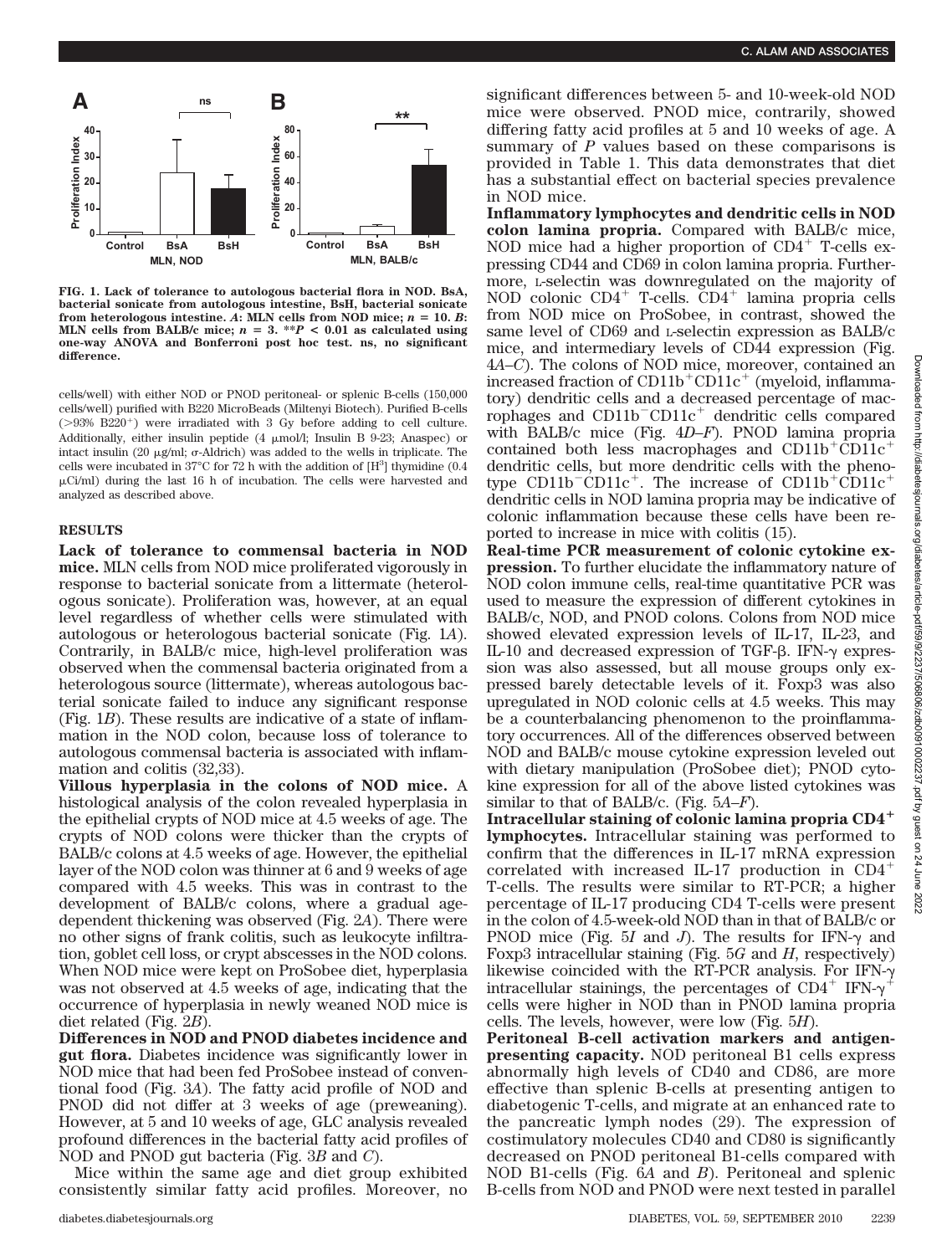**FIG. 1. Lack of tolerance to autologous bacterial flora in NOD. BsA, bacterial sonicate from autologous intestine, BsH, bacterial sonicate from heterologous intestine. *A*: MLN cells from NOD mice; $n = 10$. *B*: MLN cells from BALB/c mice; $n = 3$. $^{**}P < 0.01$ as calculated using one-way ANOVA and Bonferroni post hoc test. ns, no significant difference.**

cells/well) with either NOD or PNOD peritoneal- or splenic B-cells (150,000 cells/well) purified with B220 MicroBeads (Miltenyi Biotech). Purified B-cells (>93% B220$^+$) were irradiated with 3 Gy before adding to cell culture. Additionally, either insulin peptide (4 μmol/l; Insulin B 9-23; Anaspec) or intact insulin (20 μg/ml; σ-Aldrich) was added to the wells in triplicate. The cells were incubated in 37°C for 72 h with the addition of [H$^3$] thymidine (0.4 μCi/ml) during the last 16 h of incubation. The cells were harvested and analyzed as described above.

## RESULTS

**Lack of tolerance to commensal bacteria in NOD mice.** MLN cells from NOD mice proliferated vigorously in response to bacterial sonicate from a littermate (heterologous sonicate). Proliferation was, however, at an equal level regardless of whether cells were stimulated with autologous or heterologous bacterial sonicate (Fig. 1*A*). Contrarily, in BALB/c mice, high-level proliferation was observed when the commensal bacteria originated from a heterologous source (littermate), whereas autologous bacterial sonicate failed to induce any significant response (Fig. 1*B*). These results are indicative of a state of inflammation in the NOD colon, because loss of tolerance to autologous commensal bacteria is associated with inflammation and colitis (32,33).

**Villous hyperplasia in the colons of NOD mice.** A histological analysis of the colon revealed hyperplasia in the epithelial crypts of NOD mice at 4.5 weeks of age. The crypts of NOD colons were thicker than the crypts of BALB/c colons at 4.5 weeks of age. However, the epithelial layer of the NOD colon was thinner at 6 and 9 weeks of age compared with 4.5 weeks. This was in contrast to the development of BALB/c colons, where a gradual age-dependent thickening was observed (Fig. 2*A*). There were no other signs of frank colitis, such as leukocyte infiltration, goblet cell loss, or crypt abscesses in the NOD colons. When NOD mice were kept on ProSobee diet, hyperplasia was not observed at 4.5 weeks of age, indicating that the occurrence of hyperplasia in newly weaned NOD mice is diet related (Fig. 2*B*).

**Differences in NOD and PNOD diabetes incidence and gut flora.** Diabetes incidence was significantly lower in NOD mice that had been fed ProSobee instead of conventional food (Fig. 3*A*). The fatty acid profile of NOD and PNOD did not differ at 3 weeks of age (preweaning). However, at 5 and 10 weeks of age, GLC analysis revealed profound differences in the bacterial fatty acid profiles of NOD and PNOD gut bacteria (Fig. 3*B* and *C*).

Mice within the same age and diet group exhibited consistently similar fatty acid profiles. Moreover, no significant differences between 5- and 10-week-old NOD mice were observed. PNOD mice, contrarily, showed differing fatty acid profiles at 5 and 10 weeks of age. A summary of *P* values based on these comparisons is provided in Table 1. This data demonstrates that diet has a substantial effect on bacterial species prevalence in NOD mice.

**Inflammatory lymphocytes and dendritic cells in NOD colon lamina propria.** Compared with BALB/c mice, NOD mice had a higher proportion of CD4$^+$ T-cells expressing CD44 and CD69 in colon lamina propria. Furthermore, L-selectin was downregulated on the majority of NOD colonic CD4$^+$ T-cells. CD4$^+$ lamina propria cells from NOD mice on ProSobee, in contrast, showed the same level of CD69 and L-selectin expression as BALB/c mice, and intermediary levels of CD44 expression (Fig. 4*A*–*C*). The colons of NOD mice, moreover, contained an increased fraction of CD11b$^+$CD11c$^+$ (myeloid, inflammatory) dendritic cells and a decreased percentage of macrophages and CD11b$^-$CD11c$^+$ dendritic cells compared with BALB/c mice (Fig. 4*D*–*F*). PNOD lamina propria contained both less macrophages and CD11b$^+$CD11c$^+$ dendritic cells, but more dendritic cells with the phenotype CD11b$^-$CD11c$^+$. The increase of CD11b$^+$CD11c$^+$ dendritic cells in NOD lamina propria may be indicative of colonic inflammation because these cells have been reported to increase in mice with colitis (15).

**Real-time PCR measurement of colonic cytokine expression.** To further elucidate the inflammatory nature of NOD colon immune cells, real-time quantitative PCR was used to measure the expression of different cytokines in BALB/c, NOD, and PNOD colons. Colons from NOD mice showed elevated expression levels of IL-17, IL-23, and IL-10 and decreased expression of TGF-β. IFN-γ expression was also assessed, but all mouse groups only expressed barely detectable levels of it. Foxp3 was also upregulated in NOD colonic cells at 4.5 weeks. This may be a counterbalancing phenomenon to the proinflammatory occurrences. All of the differences observed between NOD and BALB/c mouse cytokine expression leveled out with dietary manipulation (ProSobee diet); PNOD cytokine expression for all of the above listed cytokines was similar to that of BALB/c. (Fig. 5*A*–*F*).

**Intracellular staining of colonic lamina propria CD4$^+$ lymphocytes.** Intracellular staining was performed to confirm that the differences in IL-17 mRNA expression correlated with increased IL-17 production in CD4$^+$ T-cells. The results were similar to RT-PCR; a higher percentage of IL-17 producing CD4 T-cells were present in the colon of 4.5-week-old NOD than in that of BALB/c or PNOD mice (Fig. 5*I* and *J*). The results for IFN-γ and Foxp3 intracellular staining (Fig. 5*G* and *H*, respectively) likewise coincided with the RT-PCR analysis. For IFN-γ intracellular stainings, the percentages of CD4$^+$ IFN-γ$^+$ cells were higher in NOD than in PNOD lamina propria cells. The levels, however, were low (Fig. 5*H*).

**Peritoneal B-cell activation markers and antigen-presenting capacity.** NOD peritoneal B1 cells express abnormally high levels of CD40 and CD86, are more effective than splenic B-cells at presenting antigen to diabetogenic T-cells, and migrate at an enhanced rate to the pancreatic lymph nodes (29). The expression of costimulatory molecules CD40 and CD80 is significantly decreased on PNOD peritoneal B1-cells compared with NOD B1-cells (Fig. 6*A* and *B*). Peritoneal and splenic B-cells from NOD and PNOD were next tested in parallel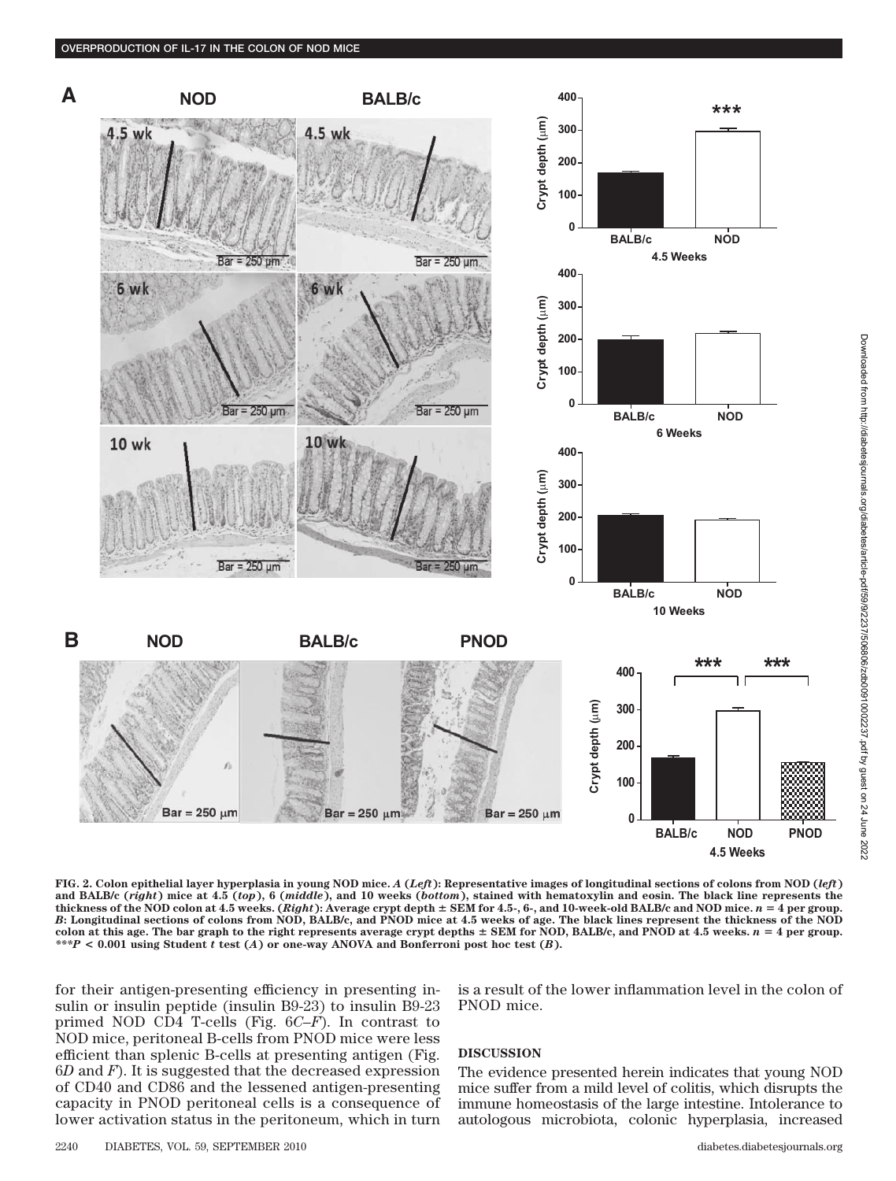**FIG. 2. Colon epithelial layer hyperplasia in young NOD mice.** ***A*** **(*Left*): Representative images of longitudinal sections of colons from NOD (*left*) and BALB/c (*right*) mice at 4.5 (*top*), 6 (*middle*), and 10 weeks (*bottom*), stained with hematoxylin and eosin. The black line represents the thickness of the NOD colon at 4.5 weeks. (*Right*): Average crypt depth ± SEM for 4.5-, 6-, and 10-week-old BALB/c and NOD mice. $n = 4$ per group.** ***B*****: Longitudinal sections of colons from NOD, BALB/c, and PNOD mice at 4.5 weeks of age. The black lines represent the thickness of the NOD colon at this age. The bar graph to the right represents average crypt depths ± SEM for NOD, BALB/c, and PNOD at 4.5 weeks. $n = 4$ per group. \*\*\*$P < 0.001$ using Student *t* test (*A*) or one-way ANOVA and Bonferroni post hoc test (*B*).**

for their antigen-presenting efficiency in presenting insulin or insulin peptide (insulin B9-23) to insulin B9-23 primed NOD CD4 T-cells (Fig. 6*C*–*F*). In contrast to NOD mice, peritoneal B-cells from PNOD mice were less efficient than splenic B-cells at presenting antigen (Fig. 6*D* and *F*). It is suggested that the decreased expression of CD40 and CD86 and the lessened antigen-presenting capacity in PNOD peritoneal cells is a consequence of lower activation status in the peritoneum, which in turn is a result of the lower inflammation level in the colon of PNOD mice.

## DISCUSSION

The evidence presented herein indicates that young NOD mice suffer from a mild level of colitis, which disrupts the immune homeostasis of the large intestine. Intolerance to autologous microbiota, colonic hyperplasia, increased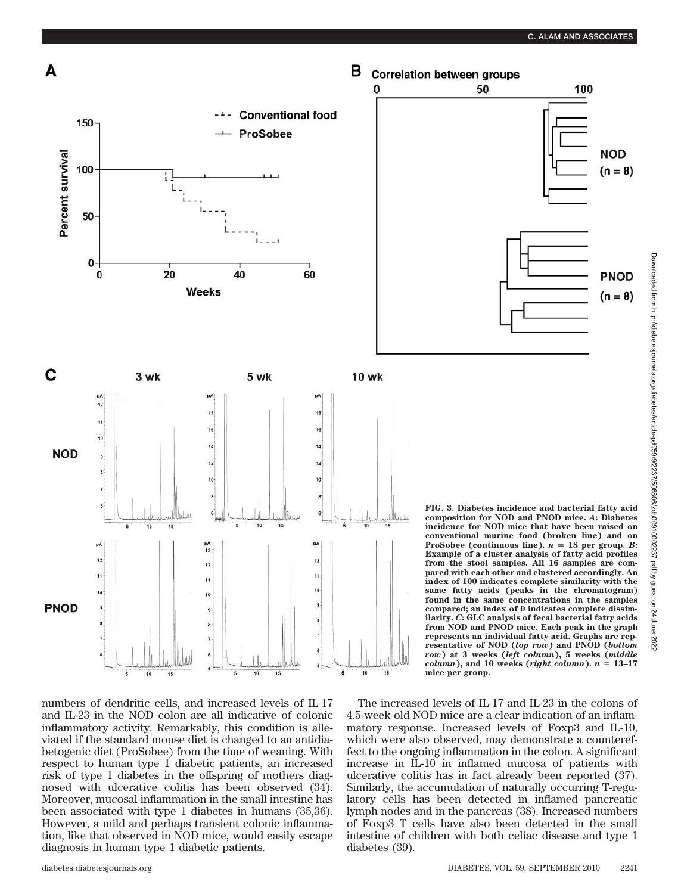**FIG. 3. Diabetes incidence and bacterial fatty acid composition for NOD and PNOD mice.** ***A*****: Diabetes incidence for NOD mice that have been raised on conventional murine food (broken line) and on ProSobee (continuous line).** ***n*** **= 18 per group.** ***B*****: Example of a cluster analysis of fatty acid profiles from the stool samples. All 16 samples are compared with each other and clustered accordingly. An index of 100 indicates complete similarity with the same fatty acids (peaks in the chromatogram) found in the same concentrations in the samples compared; an index of 0 indicates complete dissimilarity.** ***C*****: GLC analysis of fecal bacterial fatty acids from NOD and PNOD mice. Each peak in the graph represents an individual fatty acid. Graphs are representative of NOD (*****top row*****) and PNOD (*****bottom row*****) at 3 weeks (*****left column*****), 5 weeks (*****middle column*****), and 10 weeks (*****right column*****).** ***n*** **= 13–17 mice per group.**

numbers of dendritic cells, and increased levels of IL-17 and IL-23 in the NOD colon are all indicative of colonic inflammatory activity. Remarkably, this condition is alleviated if the standard mouse diet is changed to an antidiabetogenic diet (ProSobee) from the time of weaning. With respect to human type 1 diabetic patients, an increased risk of type 1 diabetes in the offspring of mothers diagnosed with ulcerative colitis has been observed (34). Moreover, mucosal inflammation in the small intestine has been associated with type 1 diabetes in humans (35,36). However, a mild and perhaps transient colonic inflammation, like that observed in NOD mice, would easily escape diagnosis in human type 1 diabetic patients.

The increased levels of IL-17 and IL-23 in the colons of 4.5-week-old NOD mice are a clear indication of an inflammatory response. Increased levels of Foxp3 and IL-10, which were also observed, may demonstrate a countereffect to the ongoing inflammation in the colon. A significant increase in IL-10 in inflamed mucosa of patients with ulcerative colitis has in fact already been reported (37). Similary, the accumulation of naturally occurring T-regulatory cells has been detected in inflamed pancreatic lymph nodes and in the pancreas (38). Increased numbers of Foxp3 T cells have also been detected in the small intestine of children with both celiac disease and type 1 diabetes (39).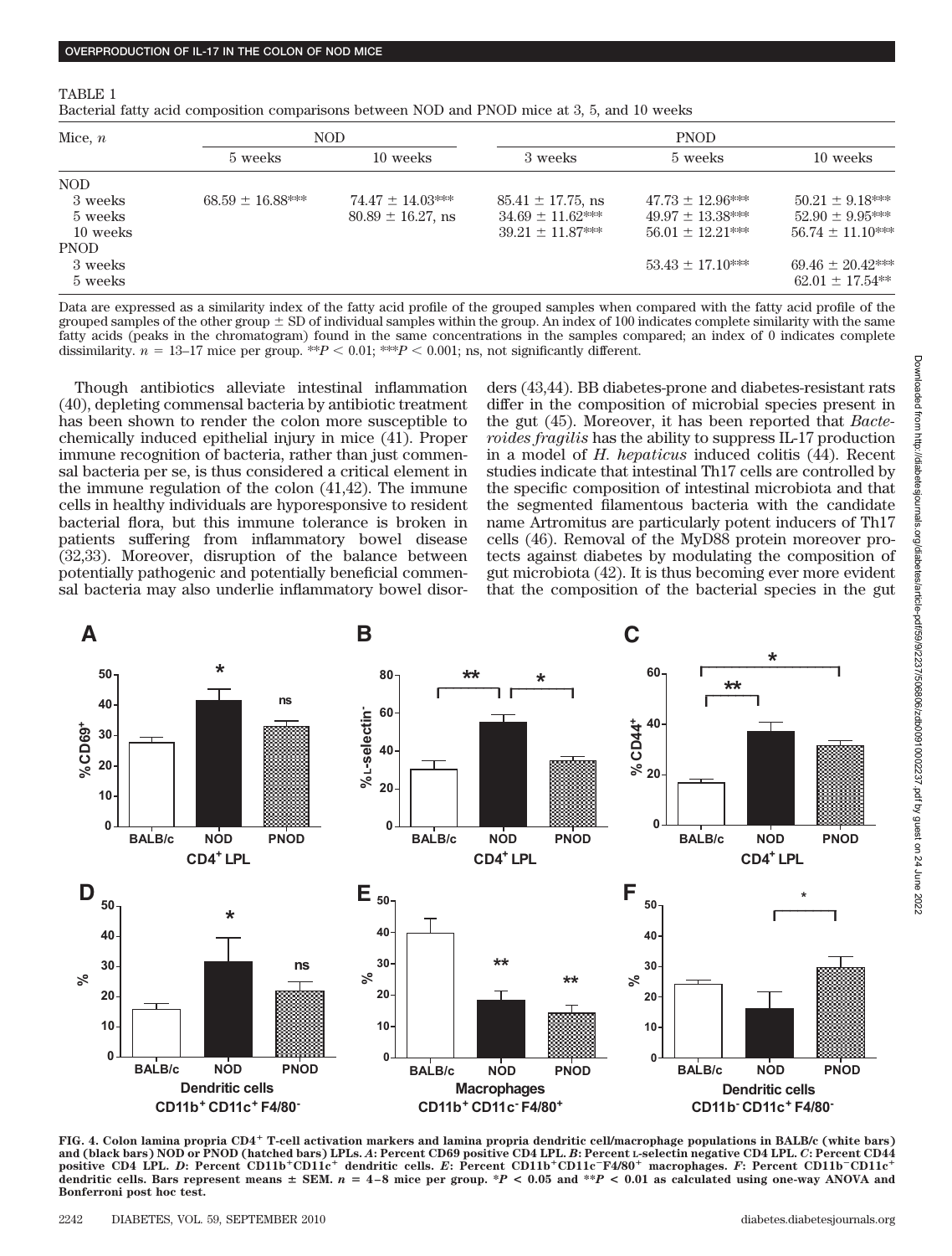TABLE 1

Bacterial fatty acid composition comparisons between NOD and PNOD mice at 3, 5, and 10 weeks

| Mice, $n$ | NOD | | PNOD | | |
|---|---|---|---|---|---|
| | 5 weeks | 10 weeks | 3 weeks | 5 weeks | 10 weeks |
| NOD | | | | | |
| 3 weeks | 68.59 ± 16.88*** | 74.47 ± 14.03*** | 85.41 ± 17.75, ns | 47.73 ± 12.96*** | 50.21 ± 9.18*** |
| 5 weeks | | 80.89 ± 16.27, ns | 34.69 ± 11.62*** | 49.97 ± 13.38*** | 52.90 ± 9.95*** |
| 10 weeks | | | 39.21 ± 11.87*** | 56.01 ± 12.21*** | 56.74 ± 11.10*** |
| PNOD | | | | | |
| 3 weeks | | | | 53.43 ± 17.10*** | 69.46 ± 20.42*** |
| 5 weeks | | | | | 62.01 ± 17.54** |

Data are expressed as a similarity index of the fatty acid profile of the grouped samples when compared with the fatty acid profile of the grouped samples of the other group ± SD of individual samples within the group. An index of 100 indicates complete similarity with the same fatty acids (peaks in the chromatogram) found in the same concentrations in the samples compared; an index of 0 indicates complete dissimilarity. $n$ = 13–17 mice per group. **$P < 0.01$; ***$P < 0.001$; ns, not significantly different.

Though antibiotics alleviate intestinal inflammation (40), depleting commensal bacteria by antibiotic treatment has been shown to render the colon more susceptible to chemically induced epithelial injury in mice (41). Proper immune recognition of bacteria, rather than just commensal bacteria per se, is thus considered a critical element in the immune regulation of the colon (41,42). The immune cells in healthy individuals are hyporesponsive to resident bacterial flora, but this immune tolerance is broken in patients suffering from inflammatory bowel disease (32,33). Moreover, disruption of the balance between potentially pathogenic and potentially beneficial commensal bacteria may also underlie inflammatory bowel disorders (43,44). BB diabetes-prone and diabetes-resistant rats differ in the composition of microbial species present in the gut (45). Moreover, it has been reported that *Bacteroides fragilis* has the ability to suppress IL-17 production in a model of *H. hepaticus* induced colitis (44). Recent studies indicate that intestinal Th17 cells are controlled by the specific composition of intestinal microbiota and that the segmented filamentous bacteria with the candidate name Artromitus are particularly potent inducers of Th17 cells (46). Removal of the MyD88 protein moreover protects against diabetes by modulating the composition of gut microbiota (42). It is thus becoming ever more evident that the composition of the bacterial species in the gut

**FIG. 4. Colon lamina propria CD4$^+$ T-cell activation markers and lamina propria dendritic cell/macrophage populations in BALB/c (white bars) and (black bars) NOD or PNOD (hatched bars) LPLs.** ***A*: Percent CD69 positive CD4 LPL. *B*: Percent L-selectin negative CD4 LPL. *C*: Percent CD44 positive CD4 LPL. *D*: Percent CD11b$^+$CD11c$^+$ dendritic cells. *E*: Percent CD11b$^+$CD11c$^-$F4/80$^+$ macrophages. *F*: Percent CD11b$^-$CD11c$^+$ dendritic cells. Bars represent means ± SEM. $n$ = 4–8 mice per group. *$P < 0.05$ and **$P < 0.01$ as calculated using one-way ANOVA and Bonferroni post hoc test.**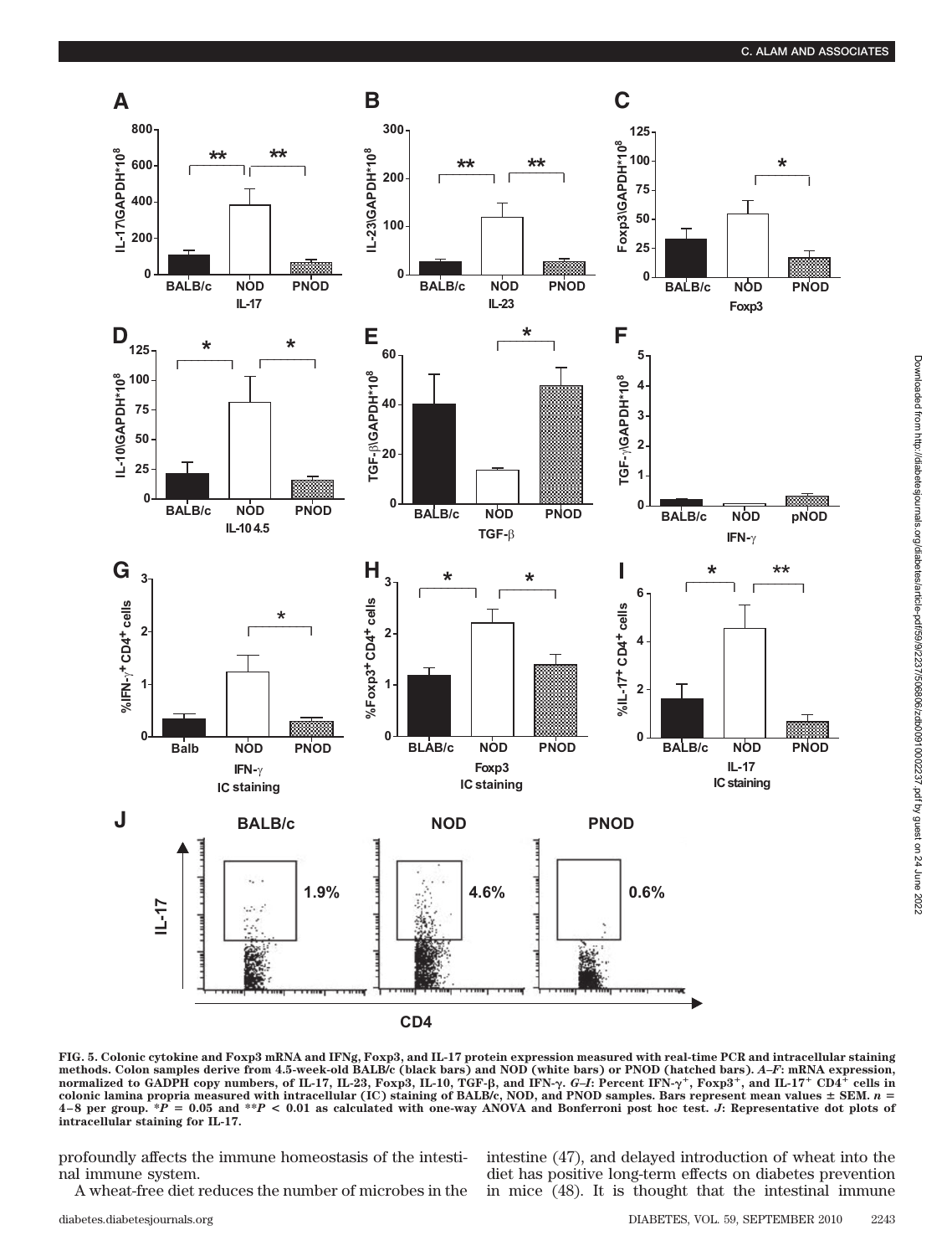FIG. 5. Colonic cytokine and Foxp3 mRNA and IFNg, Foxp3, and IL-17 protein expression measured with real-time PCR and intracellular staining methods. Colon samples derive from 4.5-week-old BALB/c (black bars) and NOD (white bars) or PNOD (hatched bars). *A–F*: mRNA expression, normalized to GADPH copy numbers, of IL-17, IL-23, Foxp3, IL-10, TGF-β, and IFN-γ. *G–I*: Percent IFN-$\gamma^+$, Foxp3$^+$, and IL-17$^+$ CD4$^+$ cells in colonic lamina propria measured with intracellular (IC) staining of BALB/c, NOD, and PNOD samples. Bars represent mean values ± SEM. $n$ = 4–8 per group. \*$P$ = 0.05 and \*\*$P$ < 0.01 as calculated with one-way ANOVA and Bonferroni post hoc test. *J*: Representative dot plots of intracellular staining for IL-17.

profoundly affects the immune homeostasis of the intestinal immune system.

A wheat-free diet reduces the number of microbes in the intestine (47), and delayed introduction of wheat into the diet has positive long-term effects on diabetes prevention in mice (48). It is thought that the intestinal immune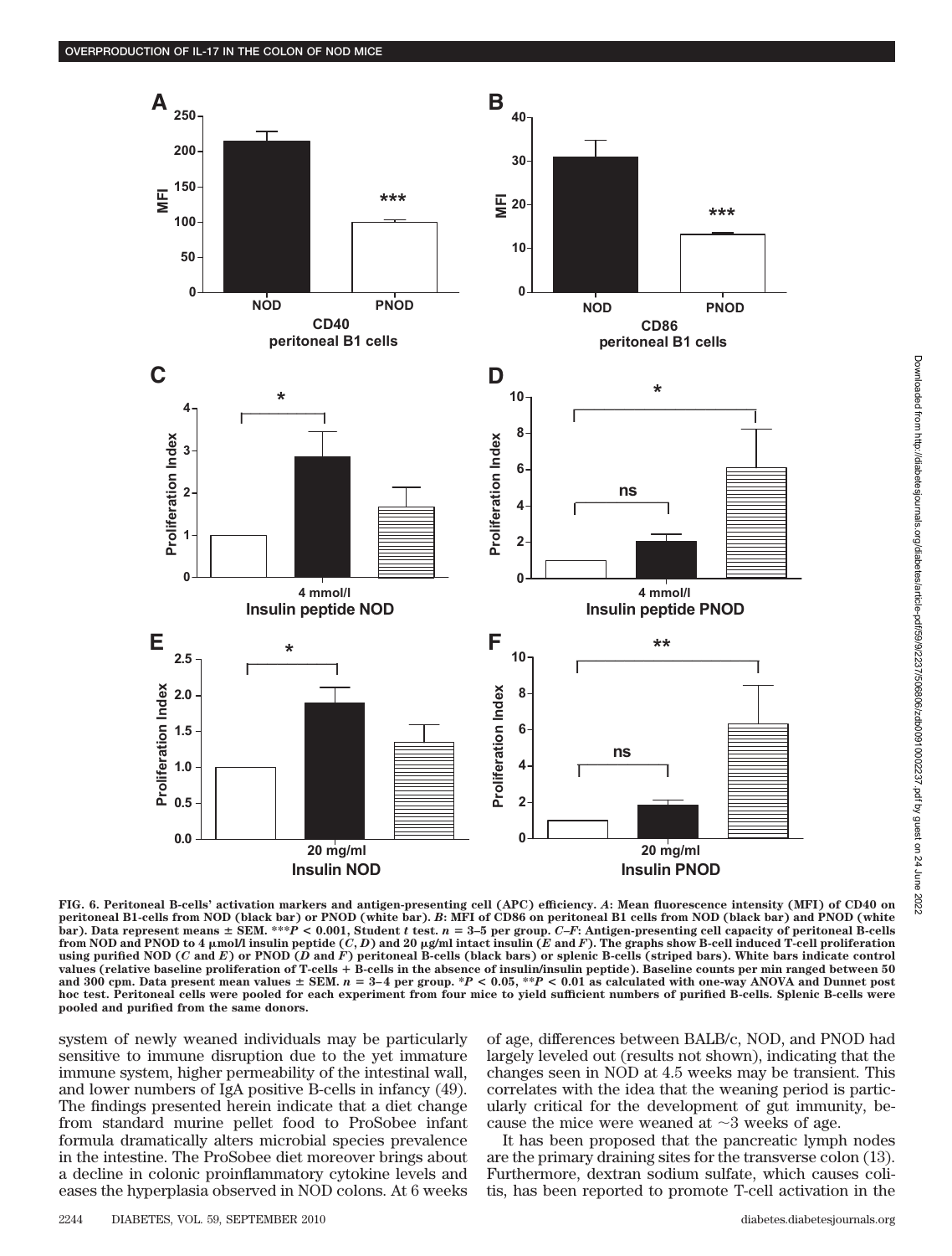**FIG. 6. Peritoneal B-cells' activation markers and antigen-presenting cell (APC) efficiency.** *A*: **Mean fluorescence intensity (MFI) of CD40 on peritoneal B1-cells from NOD (black bar) or PNOD (white bar).** *B*: **MFI of CD86 on peritoneal B1 cells from NOD (black bar) and PNOD (white bar). Data represent means ± SEM. ***$P < 0.001$, Student *t* test. $n = 3–5$ per group.** *C–F*: **Antigen-presenting cell capacity of peritoneal B-cells from NOD and PNOD to 4 μmol/l insulin peptide (*C*, *D*) and 20 μg/ml intact insulin (*E* and *F*). The graphs show B-cell induced T-cell proliferation using purified NOD (*C* and *E*) or PNOD (*D* and *F*) peritoneal B-cells (black bars) or splenic B-cells (striped bars). White bars indicate control values (relative baseline proliferation of T-cells + B-cells in the absence of insulin/insulin peptide). Baseline counts per min ranged between 50 and 300 cpm. Data present mean values ± SEM. $n = 3–4$ per group. *$P < 0.05$, **$P < 0.01$ as calculated with one-way ANOVA and Dunnet post hoc test. Peritoneal cells were pooled for each experiment from four mice to yield sufficient numbers of purified B-cells. Splenic B-cells were pooled and purified from the same donors.**

system of newly weaned individuals may be particularly sensitive to immune disruption due to the yet immature immune system, higher permeability of the intestinal wall, and lower numbers of IgA positive B-cells in infancy (49). The findings presented herein indicate that a diet change from standard murine pellet food to ProSobee infant formula dramatically alters microbial species prevalence in the intestine. The ProSobee diet moreover brings about a decline in colonic proinflammatory cytokine levels and eases the hyperplasia observed in NOD colons. At 6 weeks of age, differences between BALB/c, NOD, and PNOD had largely leveled out (results not shown), indicating that the changes seen in NOD at 4.5 weeks may be transient. This correlates with the idea that the weaning period is particularly critical for the development of gut immunity, because the mice were weaned at ~3 weeks of age.

It has been proposed that the pancreatic lymph nodes are the primary draining sites for the transverse colon (13). Furthermore, dextran sodium sulfate, which causes colitis, has been reported to promote T-cell activation in the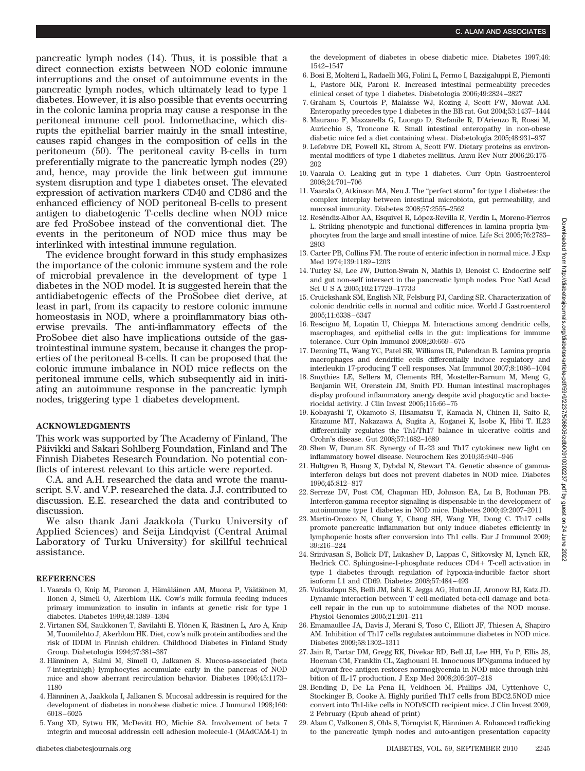pancreatic lymph nodes (14). Thus, it is possible that a direct connection exists between NOD colonic immune interruptions and the onset of autoimmune events in the pancreatic lymph nodes, which ultimately lead to type 1 diabetes. However, it is also possible that events occurring in the colonic lamina propria may cause a response in the peritoneal immune cell pool. Indomethacine, which disrupts the epithelial barrier mainly in the small intestine, causes rapid changes in the composition of cells in the peritoneum (50). The peritoneal cavity B-cells in turn preferentially migrate to the pancreatic lymph nodes (29) and, hence, may provide the link between gut immune system disruption and type 1 diabetes onset. The elevated expression of activation markers CD40 and CD86 and the enhanced efficiency of NOD peritoneal B-cells to present antigen to diabetogenic T-cells decline when NOD mice are fed ProSobee instead of the conventional diet. The events in the peritoneum of NOD mice thus may be interlinked with intestinal immune regulation.

The evidence brought forward in this study emphasizes the importance of the colonic immune system and the role of microbial prevalence in the development of type 1 diabetes in the NOD model. It is suggested herein that the antidiabetogenic effects of the ProSobee diet derive, at least in part, from its capacity to restore colonic immune homeostasis in NOD, where a proinflammatory bias otherwise prevails. The anti-inflammatory effects of the ProSobee diet also have implications outside of the gastrointestinal immune system, because it changes the properties of the peritoneal B-cells. It can be proposed that the colonic immune imbalance in NOD mice reflects on the peritoneal immune cells, which subsequently aid in initiating an autoimmune response in the pancreatic lymph nodes, triggering type 1 diabetes development.

## ACKNOWLEDGMENTS

This work was supported by The Academy of Finland, The Päivikki and Sakari Sohlberg Foundation, Finland and The Finnish Diabetes Research Foundation. No potential conflicts of interest relevant to this article were reported.

C.A. and A.H. researched the data and wrote the manuscript. S.V. and V.P. researched the data. J.J. contributed to discussion. E.E. researched the data and contributed to discussion.

We also thank Jani Jaakkola (Turku University of Applied Sciences) and Seija Lindqvist (Central Animal Laboratory of Turku University) for skillful technical assistance.

## REFERENCES

1. Vaarala O, Knip M, Paronen J, Hämäläinen AM, Muona P, Väätäinen M, Ilonen J, Simell O, Akerblom HK. Cow's milk formula feeding induces primary immunization to insulin in infants at genetic risk for type 1 diabetes. Diabetes 1999;48:1389–1394
2. Virtanen SM, Saukkonen T, Savilahti E, Ylönen K, Räsänen L, Aro A, Knip M, Tuomilehto J, Akerblom HK. Diet, cow's milk protein antibodies and the risk of IDDM in Finnish children. Childhood Diabetes in Finland Study Group. Diabetologia 1994;37:381–387
3. Hänninen A, Salmi M, Simell O, Jalkanen S. Mucosa-associated (beta 7-integrinhigh) lymphocytes accumulate early in the pancreas of NOD mice and show aberrant recirculation behavior. Diabetes 1996;45:1173–1180
4. Hänninen A, Jaakkola I, Jalkanen S. Mucosal addressin is required for the development of diabetes in nonobese diabetic mice. J Immunol 1998;160:6018–6025
5. Yang XD, Sytwu HK, McDevitt HO, Michie SA. Involvement of beta 7 integrin and mucosal addressin cell adhesion molecule-1 (MAdCAM-1) in the development of diabetes in obese diabetic mice. Diabetes 1997;46:1542–1547
6. Bosi E, Molteni L, Radaelli MG, Folini L, Fermo I, Bazzigaluppi E, Piemonti L, Pastore MR, Paroni R. Increased intestinal permeability precedes clinical onset of type 1 diabetes. Diabetologia 2006;49:2824–2827
7. Graham S, Courtois P, Malaisse WJ, Rozing J, Scott FW, Mowat AM. Enteropathy precedes type 1 diabetes in the BB rat. Gut 2004;53:1437–1444
8. Maurano F, Mazzarella G, Luongo D, Stefanile R, D'Arienzo R, Rossi M, Auricchio S, Troncone R. Small intestinal enteropathy in non-obese diabetic mice fed a diet containing wheat. Diabetologia 2005;48:931–937
9. Lefebvre DE, Powell KL, Strom A, Scott FW. Dietary proteins as environmental modifiers of type 1 diabetes mellitus. Annu Rev Nutr 2006;26:175–202
10. Vaarala O. Leaking gut in type 1 diabetes. Curr Opin Gastroenterol 2008;24:701–706
11. Vaarala O, Atkinson MA, Neu J. The "perfect storm" for type 1 diabetes: the complex interplay between intestinal microbiota, gut permeability, and mucosal immunity. Diabetes 2008;57:2555–2562
12. Reséndiz-Albor AA, Esquivel R, López-Revilla R, Verdín L, Moreno-Fierros L. Striking phenotypic and functional differences in lamina propria lymphocytes from the large and small intestine of mice. Life Sci 2005;76:2783–2803
13. Carter PB, Collins FM. The route of enteric infection in normal mice. J Exp Med 1974;139:1189–1203
14. Turley SJ, Lee JW, Dutton-Swain N, Mathis D, Benoist C. Endocrine self and gut non-self intersect in the pancreatic lymph nodes. Proc Natl Acad Sci U S A 2005;102:17729–17733
15. Cruickshank SM, English NR, Felsburg PJ, Carding SR. Characterization of colonic dendritic cells in normal and colitic mice. World J Gastroenterol 2005;11:6338–6347
16. Rescigno M, Lopatin U, Chieppa M. Interactions among dendritic cells, macrophages, and epithelial cells in the gut: implications for immune tolerance. Curr Opin Immunol 2008;20:669–675
17. Denning TL, Wang YC, Patel SR, Williams IR, Pulendran B. Lamina propria macrophages and dendritic cells differentially induce regulatory and interleukin 17-producing T cell responses. Nat Immunol 2007;8:1086–1094
18. Smythies LE, Sellers M, Clements RH, Mosteller-Barnum M, Meng G, Benjamin WH, Orenstein JM, Smith PD. Human intestinal macrophages display profound inflammatory anergy despite avid phagocytic and bacteriocidal activity. J Clin Invest 2005;115:66–75
19. Kobayashi T, Okamoto S, Hisamatsu T, Kamada N, Chinen H, Saito R, Kitazume MT, Nakazawa A, Sugita A, Koganei K, Isobe K, Hibi T. IL23 differentially regulates the Th1/Th17 balance in ulcerative colitis and Crohn's disease. Gut 2008;57:1682–1689
20. Shen W, Durum SK. Synergy of IL-23 and Th17 cytokines: new light on inflammatory bowel disease. Neurochem Res 2010;35:940–946
21. Hultgren B, Huang X, Dybdal N, Stewart TA. Genetic absence of gamma-interferon delays but does not prevent diabetes in NOD mice. Diabetes 1996;45:812–817
22. Serreze DV, Post CM, Chapman HD, Johnson EA, Lu B, Rothman PB. Interferon-gamma receptor signaling is dispensable in the development of autoimmune type 1 diabetes in NOD mice. Diabetes 2000;49:2007–2011
23. Martin-Orozco N, Chung Y, Chang SH, Wang YH, Dong C. Th17 cells promote pancreatic inflammation but only induce diabetes efficiently in lymphopenic hosts after conversion into Th1 cells. Eur J Immunol 2009;39:216–224
24. Srinivasan S, Bolick DT, Lukashev D, Lappas C, Sitkovsky M, Lynch KR, Hedrick CC. Sphingosine-1-phosphate reduces CD4+ T-cell activation in type 1 diabetes through regulation of hypoxia-inducible factor short isoform I.1 and CD69. Diabetes 2008;57:484–493
25. Vukkadapu SS, Belli JM, Ishii K, Jegga AG, Hutton JJ, Aronow BJ, Katz JD. Dynamic interaction between T cell-mediated beta-cell damage and beta-cell repair in the run up to autoimmune diabetes of the NOD mouse. Physiol Genomics 2005;21:201–211
26. Emamaullee JA, Davis J, Merani S, Toso C, Elliott JF, Thiesen A, Shapiro AM. Inhibition of Th17 cells regulates autoimmune diabetes in NOD mice. Diabetes 2009;58:1302–1311
27. Jain R, Tartar DM, Gregg RK, Divekar RD, Bell JJ, Lee HH, Yu P, Ellis JS, Hoeman CM, Franklin CL, Zaghouani H. Innocuous IFNgamma induced by adjuvant-free antigen restores normoglycemia in NOD mice through inhibition of IL-17 production. J Exp Med 2008;205:207–218
28. Bending D, De La Pena H, Veldhoen M, Phillips JM, Uyttenhove C, Stockinger B, Cooke A. Highly purified Th17 cells from BDC2.5NOD mice convert into Th1-like cells in NOD/SCID recipient mice. J Clin Invest 2009, 2 February (Epub ahead of print)
29. Alam C, Valkonen S, Ohls S, Törnqvist K, Hänninen A. Enhanced trafficking to the pancreatic lymph nodes and auto-antigen presentation capacity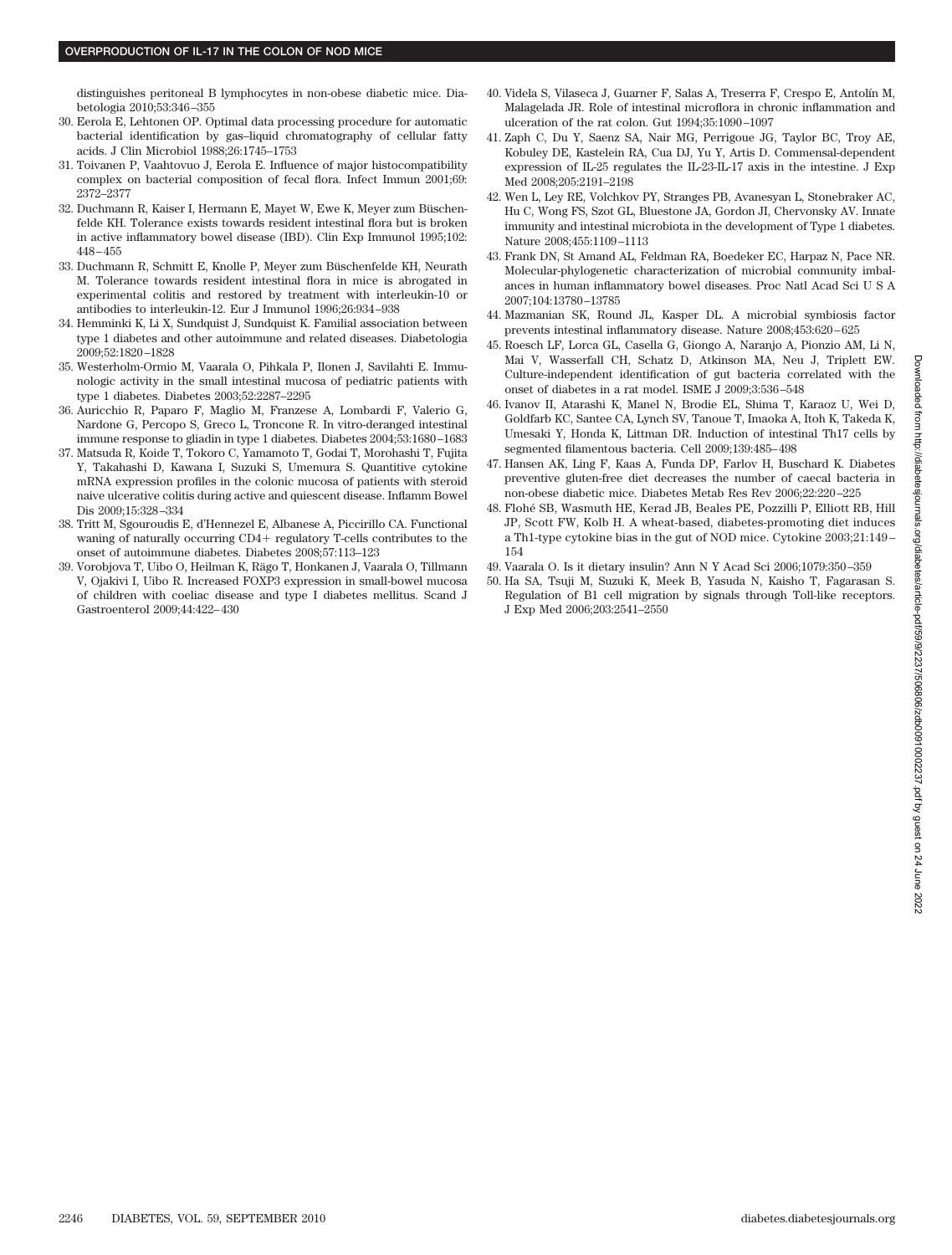distinguishes peritoneal B lymphocytes in non-obese diabetic mice. Diabetologia 2010;53:346–355

30. Eerola E, Lehtonen OP. Optimal data processing procedure for automatic bacterial identification by gas–liquid chromatography of cellular fatty acids. J Clin Microbiol 1988;26:1745–1753
31. Toivanen P, Vaahtovuo J, Eerola E. Influence of major histocompatibility complex on bacterial composition of fecal flora. Infect Immun 2001;69: 2372–2377
32. Duchmann R, Kaiser I, Hermann E, Mayet W, Ewe K, Meyer zum Büschenfelde KH. Tolerance exists towards resident intestinal flora but is broken in active inflammatory bowel disease (IBD). Clin Exp Immunol 1995;102: 448–455
33. Duchmann R, Schmitt E, Knolle P, Meyer zum Büschenfelde KH, Neurath M. Tolerance towards resident intestinal flora in mice is abrogated in experimental colitis and restored by treatment with interleukin-10 or antibodies to interleukin-12. Eur J Immunol 1996;26:934–938
34. Hemminki K, Li X, Sundquist J, Sundquist K. Familial association between type 1 diabetes and other autoimmune and related diseases. Diabetologia 2009;52:1820–1828
35. Westerholm-Ormio M, Vaarala O, Pihkala P, Ilonen J, Savilahti E. Immunologic activity in the small intestinal mucosa of pediatric patients with type 1 diabetes. Diabetes 2003;52:2287–2295
36. Auricchio R, Paparo F, Maglio M, Franzese A, Lombardi F, Valerio G, Nardone G, Percopo S, Greco L, Troncone R. In vitro-deranged intestinal immune response to gliadin in type 1 diabetes. Diabetes 2004;53:1680–1683
37. Matsuda R, Koide T, Tokoro C, Yamamoto T, Godai T, Morohashi T, Fujita Y, Takahashi D, Kawana I, Suzuki S, Umemura S. Quantitive cytokine mRNA expression profiles in the colonic mucosa of patients with steroid naive ulcerative colitis during active and quiescent disease. Inflamm Bowel Dis 2009;15:328–334
38. Tritt M, Sgouroudis E, d'Hennezel E, Albanese A, Piccirillo CA. Functional waning of naturally occurring CD4+ regulatory T-cells contributes to the onset of autoimmune diabetes. Diabetes 2008;57:113–123
39. Vorobjova T, Uibo O, Heilman K, Rägo T, Honkanen J, Vaarala O, Tillmann V, Ojakivi I, Uibo R. Increased FOXP3 expression in small-bowel mucosa of children with coeliac disease and type I diabetes mellitus. Scand J Gastroenterol 2009;44:422–430
40. Videla S, Vilaseca J, Guarner F, Salas A, Treserra F, Crespo E, Antolín M, Malagelada JR. Role of intestinal microflora in chronic inflammation and ulceration of the rat colon. Gut 1994;35:1090–1097
41. Zaph C, Du Y, Saenz SA, Nair MG, Perrigoue JG, Taylor BC, Troy AE, Kobuley DE, Kastelein RA, Cua DJ, Yu Y, Artis D. Commensal-dependent expression of IL-25 regulates the IL-23-IL-17 axis in the intestine. J Exp Med 2008;205:2191–2198
42. Wen L, Ley RE, Volchkov PY, Stranges PB, Avanesyan L, Stonebraker AC, Hu C, Wong FS, Szot GL, Bluestone JA, Gordon JI, Chervonsky AV. Innate immunity and intestinal microbiota in the development of Type 1 diabetes. Nature 2008;455:1109–1113
43. Frank DN, St Amand AL, Feldman RA, Boedeker EC, Harpaz N, Pace NR. Molecular-phylogenetic characterization of microbial community imbalances in human inflammatory bowel diseases. Proc Natl Acad Sci U S A 2007;104:13780–13785
44. Mazmanian SK, Round JL, Kasper DL. A microbial symbiosis factor prevents intestinal inflammatory disease. Nature 2008;453:620–625
45. Roesch LF, Lorca GL, Casella G, Giongo A, Naranjo A, Pionzio AM, Li N, Mai V, Wasserfall CH, Schatz D, Atkinson MA, Neu J, Triplett EW. Culture-independent identification of gut bacteria correlated with the onset of diabetes in a rat model. ISME J 2009;3:536–548
46. Ivanov II, Atarashi K, Manel N, Brodie EL, Shima T, Karaoz U, Wei D, Goldfarb KC, Santee CA, Lynch SV, Tanoue T, Imaoka A, Itoh K, Takeda K, Umesaki Y, Honda K, Littman DR. Induction of intestinal Th17 cells by segmented filamentous bacteria. Cell 2009;139:485–498
47. Hansen AK, Ling F, Kaas A, Funda DP, Farlov H, Buschard K. Diabetes preventive gluten-free diet decreases the number of caecal bacteria in non-obese diabetic mice. Diabetes Metab Res Rev 2006;22:220–225
48. Flohé SB, Wasmuth HE, Kerad JB, Beales PE, Pozzilli P, Elliott RB, Hill JP, Scott FW, Kolb H. A wheat-based, diabetes-promoting diet induces a Th1-type cytokine bias in the gut of NOD mice. Cytokine 2003;21:149–154
49. Vaarala O. Is it dietary insulin? Ann N Y Acad Sci 2006;1079:350–359
50. Ha SA, Tsuji M, Suzuki K, Meek B, Yasuda N, Kaisho T, Fagarasan S. Regulation of B1 cell migration by signals through Toll-like receptors. J Exp Med 2006;203:2541–2550